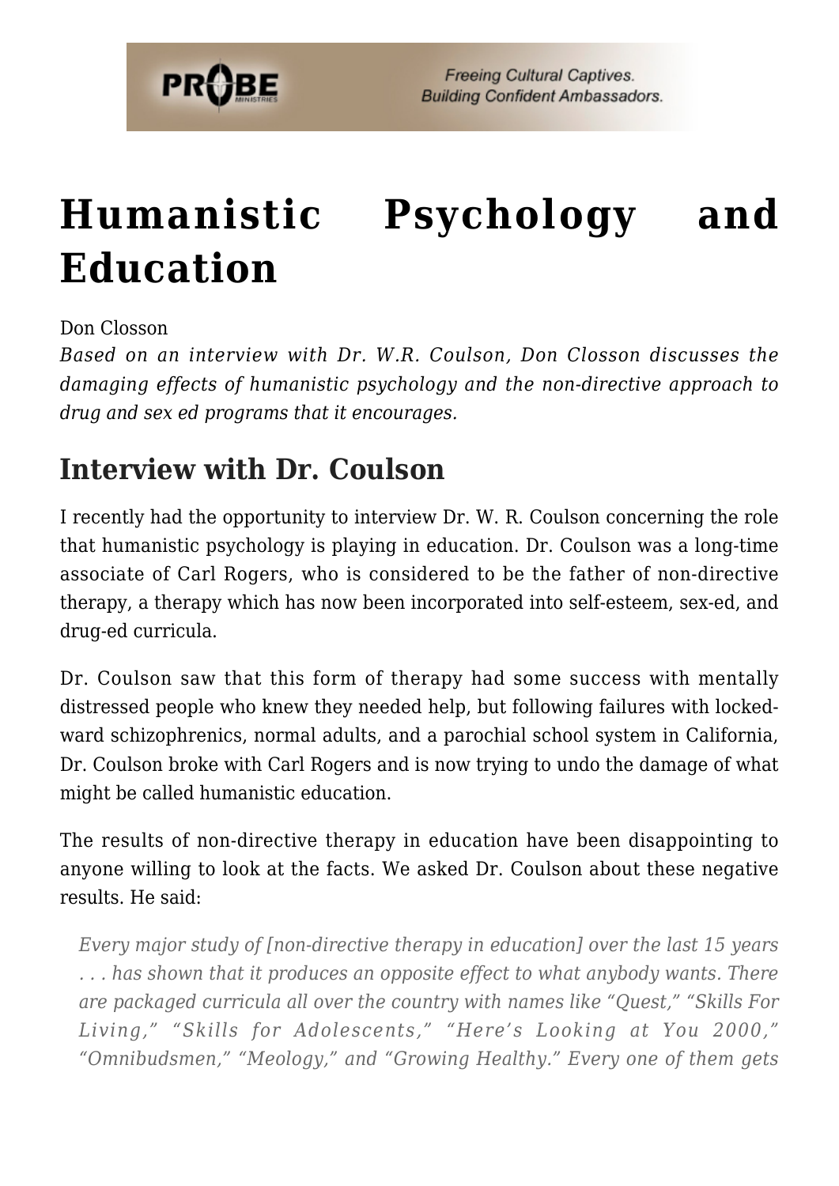# Humanistic Psychology and Education

Don Closson

*Based on an interview with Dr. W.R. Coulson, Don Closson discusses the damaging effects of humanistic psychology and the non-directive approach to drug and sex ed programs that it encourages.*

## Interview with Dr. Coulson

I recently had the opportunity to interview Dr. W. R. Coulson concerning the role that humanistic psychology is playing in education. Dr. Coulson was a long-time associate of Carl Rogers, who is considered to be the father of non-directive therapy, a therapy which has now been incorporated into self-esteem, sex-ed, and drug-ed curricula.

Dr. Coulson saw that this form of therapy had some success with mentally distressed people who knew they needed help, but following failures with locked-ward schizophrenics, normal adults, and a parochial school system in California, Dr. Coulson broke with Carl Rogers and is now trying to undo the damage of what might be called humanistic education.

The results of non-directive therapy in education have been disappointing to anyone willing to look at the facts. We asked Dr. Coulson about these negative results. He said:

> *Every major study of [non-directive therapy in education] over the last 15 years . . . has shown that it produces an opposite effect to what anybody wants. There are packaged curricula all over the country with names like "Quest," "Skills For Living," "Skills for Adolescents," "Here's Looking at You 2000," "Omnibudsmen," "Meology," and "Growing Healthy." Every one of them gets*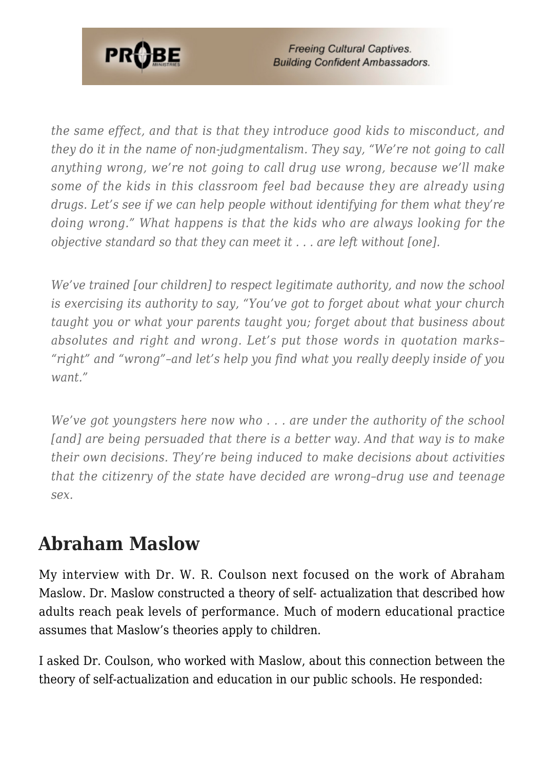*the same effect, and that is that they introduce good kids to misconduct, and they do it in the name of non-judgmentalism. They say, "We're not going to call anything wrong, we're not going to call drug use wrong, because we'll make some of the kids in this classroom feel bad because they are already using drugs. Let's see if we can help people without identifying for them what they're doing wrong." What happens is that the kids who are always looking for the objective standard so that they can meet it . . . are left without [one].*

*We've trained [our children] to respect legitimate authority, and now the school is exercising its authority to say, "You've got to forget about what your church taught you or what your parents taught you; forget about that business about absolutes and right and wrong. Let's put those words in quotation marks–"right" and "wrong"–and let's help you find what you really deeply inside of you want."*

*We've got youngsters here now who . . . are under the authority of the school [and] are being persuaded that there is a better way. And that way is to make their own decisions. They're being induced to make decisions about activities that the citizenry of the state have decided are wrong–drug use and teenage sex.*

## Abraham Maslow

My interview with Dr. W. R. Coulson next focused on the work of Abraham Maslow. Dr. Maslow constructed a theory of self- actualization that described how adults reach peak levels of performance. Much of modern educational practice assumes that Maslow's theories apply to children.

I asked Dr. Coulson, who worked with Maslow, about this connection between the theory of self-actualization and education in our public schools. He responded: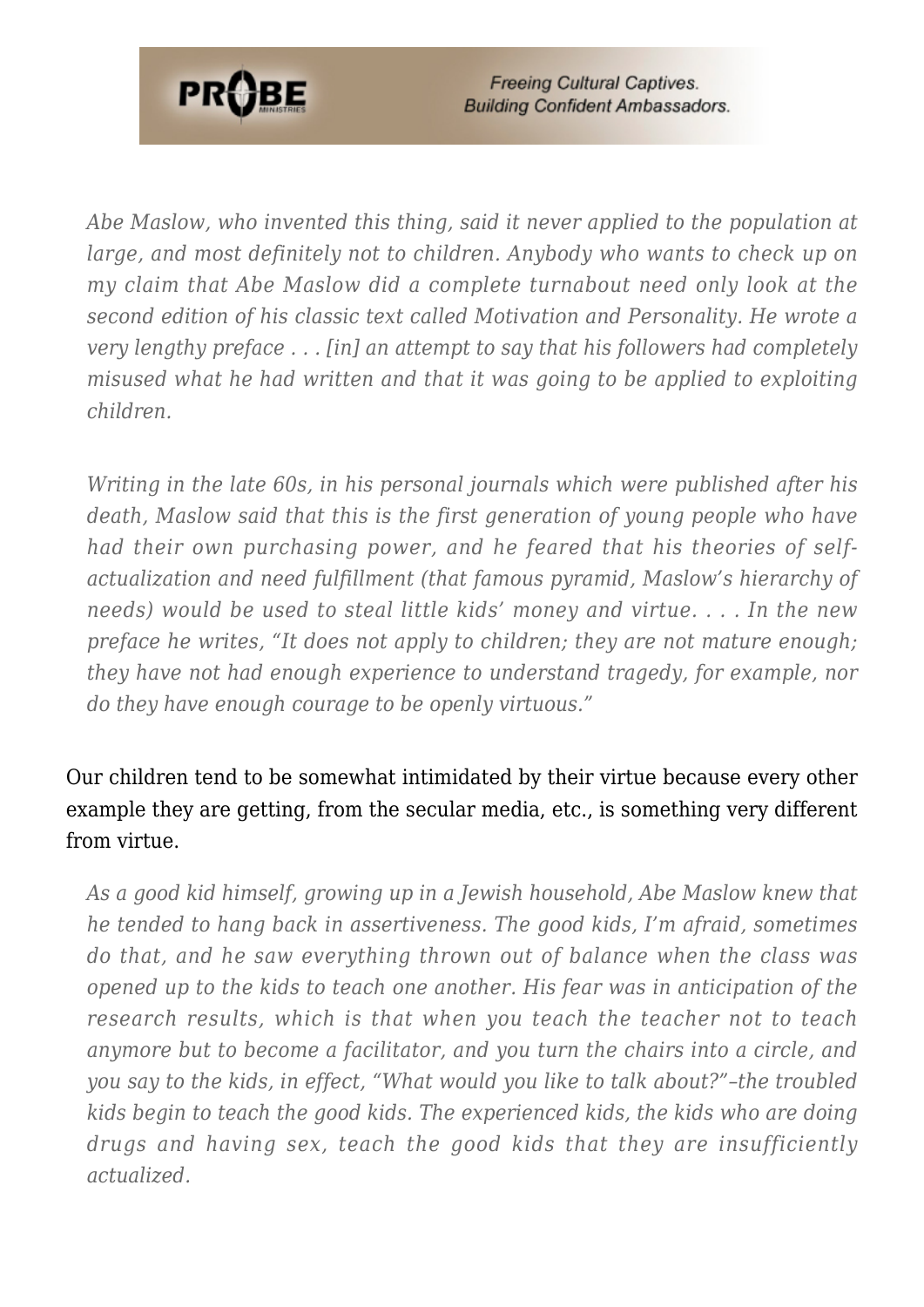> *Abe Maslow, who invented this thing, said it never applied to the population at large, and most definitely not to children. Anybody who wants to check up on my claim that Abe Maslow did a complete turnabout need only look at the second edition of his classic text called Motivation and Personality. He wrote a very lengthy preface . . . [in] an attempt to say that his followers had completely misused what he had written and that it was going to be applied to exploiting children.*

> *Writing in the late 60s, in his personal journals which were published after his death, Maslow said that this is the first generation of young people who have had their own purchasing power, and he feared that his theories of self-actualization and need fulfillment (that famous pyramid, Maslow's hierarchy of needs) would be used to steal little kids' money and virtue. . . . In the new preface he writes, "It does not apply to children; they are not mature enough; they have not had enough experience to understand tragedy, for example, nor do they have enough courage to be openly virtuous."*

Our children tend to be somewhat intimidated by their virtue because every other example they are getting, from the secular media, etc., is something very different from virtue.

> *As a good kid himself, growing up in a Jewish household, Abe Maslow knew that he tended to hang back in assertiveness. The good kids, I'm afraid, sometimes do that, and he saw everything thrown out of balance when the class was opened up to the kids to teach one another. His fear was in anticipation of the research results, which is that when you teach the teacher not to teach anymore but to become a facilitator, and you turn the chairs into a circle, and you say to the kids, in effect, "What would you like to talk about?"–the troubled kids begin to teach the good kids. The experienced kids, the kids who are doing drugs and having sex, teach the good kids that they are insufficiently actualized.*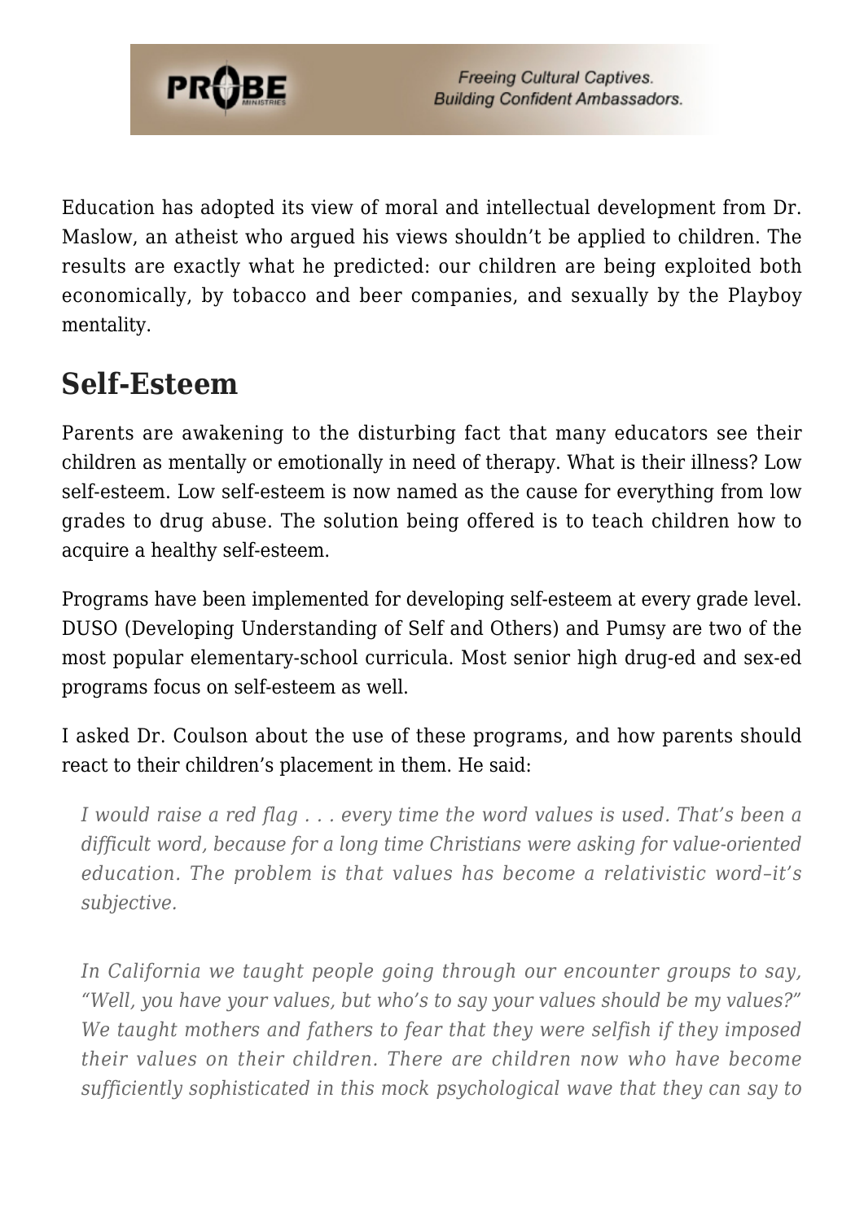Education has adopted its view of moral and intellectual development from Dr. Maslow, an atheist who argued his views shouldn't be applied to children. The results are exactly what he predicted: our children are being exploited both economically, by tobacco and beer companies, and sexually by the Playboy mentality.

## Self-Esteem

Parents are awakening to the disturbing fact that many educators see their children as mentally or emotionally in need of therapy. What is their illness? Low self-esteem. Low self-esteem is now named as the cause for everything from low grades to drug abuse. The solution being offered is to teach children how to acquire a healthy self-esteem.

Programs have been implemented for developing self-esteem at every grade level. DUSO (Developing Understanding of Self and Others) and Pumsy are two of the most popular elementary-school curricula. Most senior high drug-ed and sex-ed programs focus on self-esteem as well.

I asked Dr. Coulson about the use of these programs, and how parents should react to their children's placement in them. He said:

> *I would raise a red flag . . . every time the word values is used. That's been a difficult word, because for a long time Christians were asking for value-oriented education. The problem is that values has become a relativistic word–it's subjective.*
>
> *In California we taught people going through our encounter groups to say, "Well, you have your values, but who's to say your values should be my values?" We taught mothers and fathers to fear that they were selfish if they imposed their values on their children. There are children now who have become sufficiently sophisticated in this mock psychological wave that they can say to*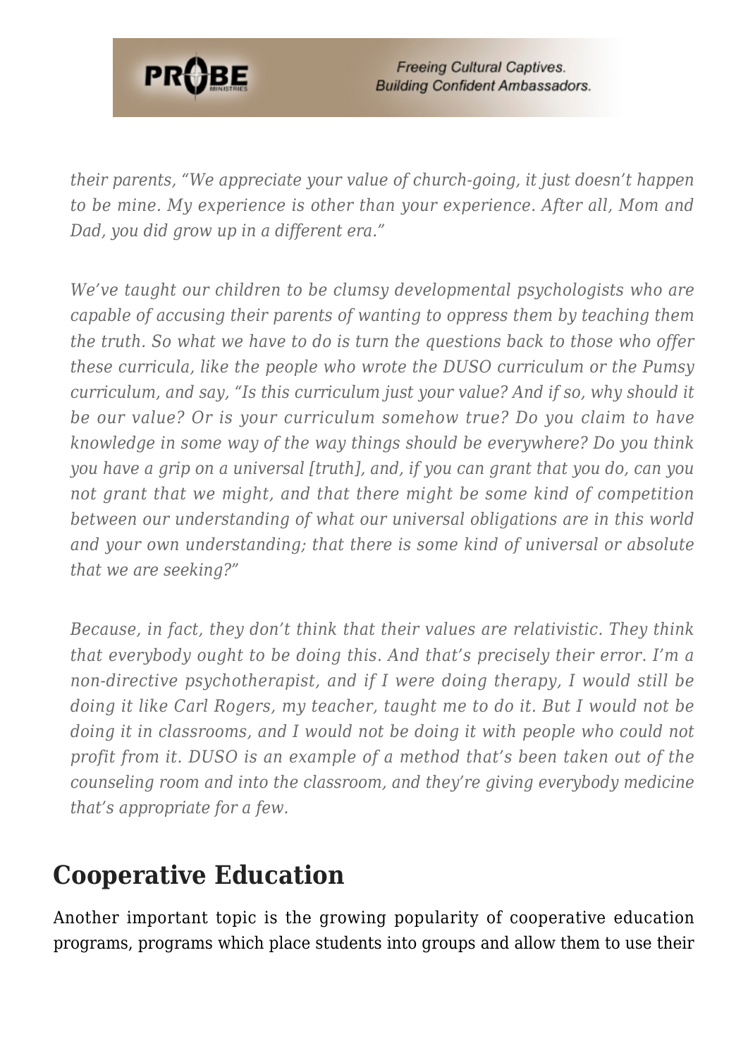*their parents, "We appreciate your value of church-going, it just doesn't happen to be mine. My experience is other than your experience. After all, Mom and Dad, you did grow up in a different era."*

*We've taught our children to be clumsy developmental psychologists who are capable of accusing their parents of wanting to oppress them by teaching them the truth. So what we have to do is turn the questions back to those who offer these curricula, like the people who wrote the DUSO curriculum or the Pumsy curriculum, and say, "Is this curriculum just your value? And if so, why should it be our value? Or is your curriculum somehow true? Do you claim to have knowledge in some way of the way things should be everywhere? Do you think you have a grip on a universal [truth], and, if you can grant that you do, can you not grant that we might, and that there might be some kind of competition between our understanding of what our universal obligations are in this world and your own understanding; that there is some kind of universal or absolute that we are seeking?"*

*Because, in fact, they don't think that their values are relativistic. They think that everybody ought to be doing this. And that's precisely their error. I'm a non-directive psychotherapist, and if I were doing therapy, I would still be doing it like Carl Rogers, my teacher, taught me to do it. But I would not be doing it in classrooms, and I would not be doing it with people who could not profit from it. DUSO is an example of a method that's been taken out of the counseling room and into the classroom, and they're giving everybody medicine that's appropriate for a few.*

## Cooperative Education

Another important topic is the growing popularity of cooperative education programs, programs which place students into groups and allow them to use their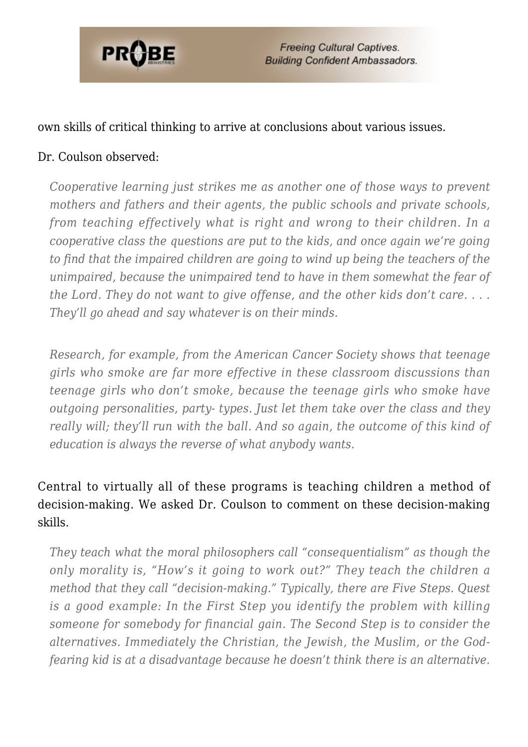own skills of critical thinking to arrive at conclusions about various issues.

Dr. Coulson observed:

> *Cooperative learning just strikes me as another one of those ways to prevent mothers and fathers and their agents, the public schools and private schools, from teaching effectively what is right and wrong to their children. In a cooperative class the questions are put to the kids, and once again we're going to find that the impaired children are going to wind up being the teachers of the unimpaired, because the unimpaired tend to have in them somewhat the fear of the Lord. They do not want to give offense, and the other kids don't care. . . . They'll go ahead and say whatever is on their minds.*
>
> *Research, for example, from the American Cancer Society shows that teenage girls who smoke are far more effective in these classroom discussions than teenage girls who don't smoke, because the teenage girls who smoke have outgoing personalities, party- types. Just let them take over the class and they really will; they'll run with the ball. And so again, the outcome of this kind of education is always the reverse of what anybody wants.*

Central to virtually all of these programs is teaching children a method of decision-making. We asked Dr. Coulson to comment on these decision-making skills.

> *They teach what the moral philosophers call "consequentialism" as though the only morality is, "How's it going to work out?" They teach the children a method that they call "decision-making." Typically, there are Five Steps. Quest is a good example: In the First Step you identify the problem with killing someone for somebody for financial gain. The Second Step is to consider the alternatives. Immediately the Christian, the Jewish, the Muslim, or the God-fearing kid is at a disadvantage because he doesn't think there is an alternative.*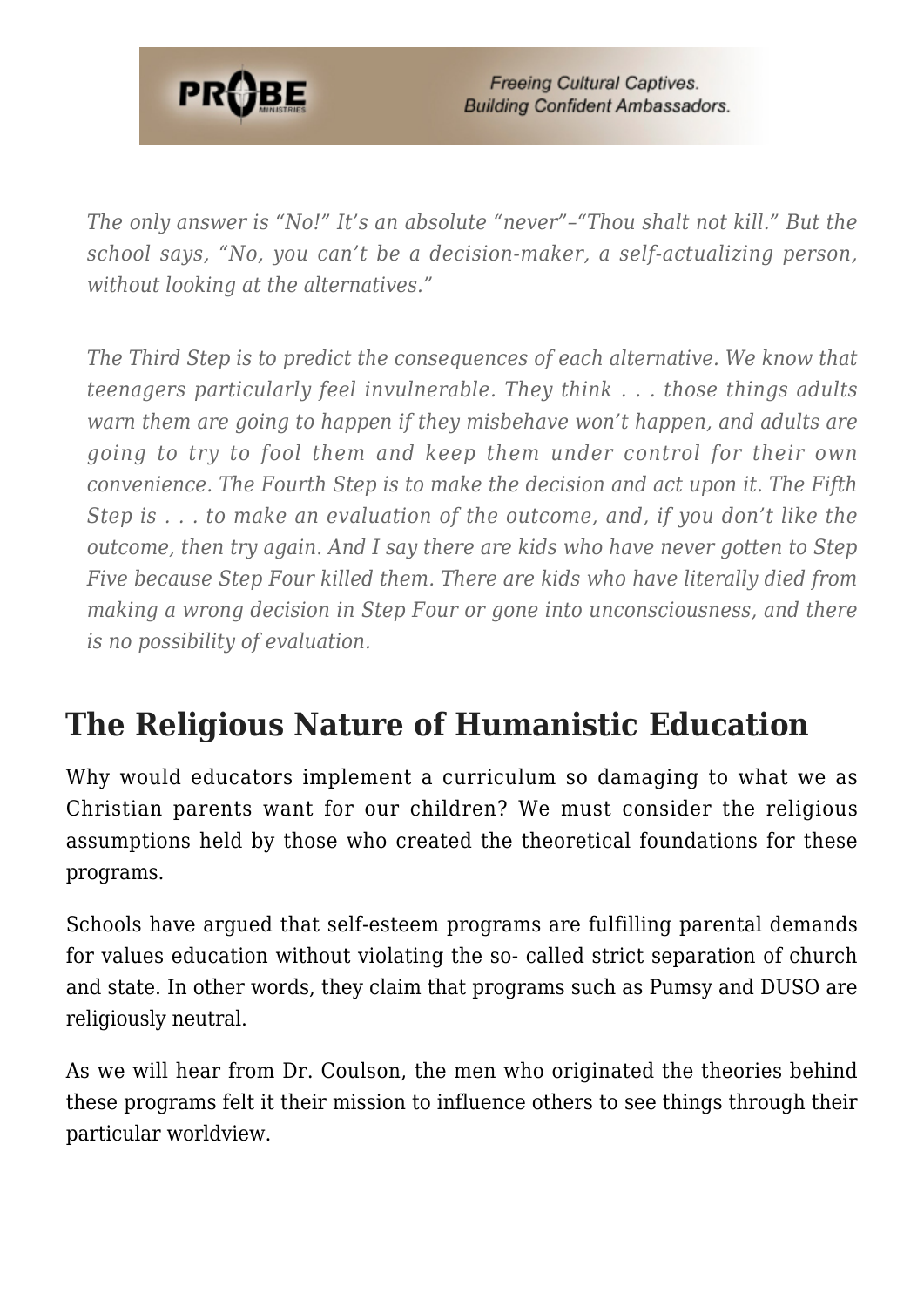*The only answer is "No!" It's an absolute "never"–"Thou shalt not kill." But the school says, "No, you can't be a decision-maker, a self-actualizing person, without looking at the alternatives."*

*The Third Step is to predict the consequences of each alternative. We know that teenagers particularly feel invulnerable. They think . . . those things adults warn them are going to happen if they misbehave won't happen, and adults are going to try to fool them and keep them under control for their own convenience. The Fourth Step is to make the decision and act upon it. The Fifth Step is . . . to make an evaluation of the outcome, and, if you don't like the outcome, then try again. And I say there are kids who have never gotten to Step Five because Step Four killed them. There are kids who have literally died from making a wrong decision in Step Four or gone into unconsciousness, and there is no possibility of evaluation.*

## The Religious Nature of Humanistic Education

Why would educators implement a curriculum so damaging to what we as Christian parents want for our children? We must consider the religious assumptions held by those who created the theoretical foundations for these programs.

Schools have argued that self-esteem programs are fulfilling parental demands for values education without violating the so- called strict separation of church and state. In other words, they claim that programs such as Pumsy and DUSO are religiously neutral.

As we will hear from Dr. Coulson, the men who originated the theories behind these programs felt it their mission to influence others to see things through their particular worldview.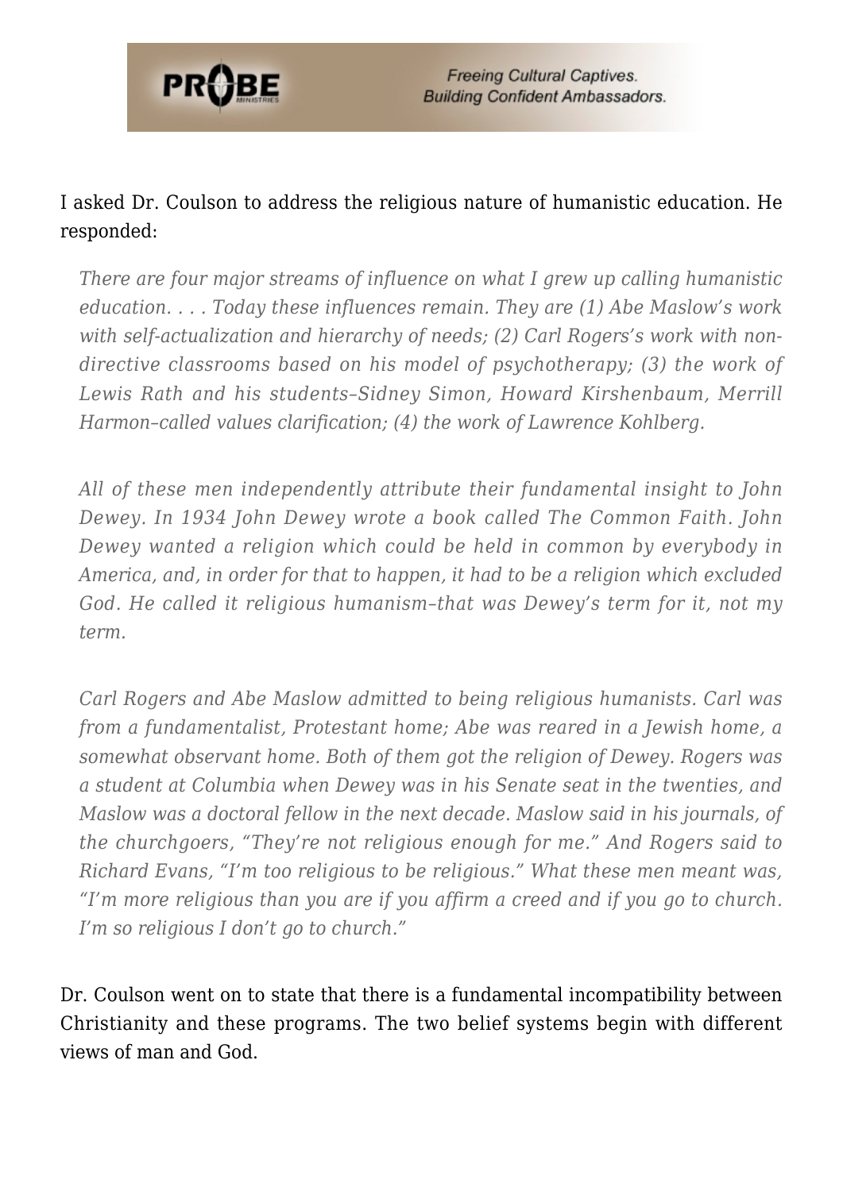I asked Dr. Coulson to address the religious nature of humanistic education. He responded:

> *There are four major streams of influence on what I grew up calling humanistic education. . . . Today these influences remain. They are (1) Abe Maslow's work with self-actualization and hierarchy of needs; (2) Carl Rogers's work with non-directive classrooms based on his model of psychotherapy; (3) the work of Lewis Rath and his students–Sidney Simon, Howard Kirshenbaum, Merrill Harmon–called values clarification; (4) the work of Lawrence Kohlberg.*
>
> *All of these men independently attribute their fundamental insight to John Dewey. In 1934 John Dewey wrote a book called The Common Faith. John Dewey wanted a religion which could be held in common by everybody in America, and, in order for that to happen, it had to be a religion which excluded God. He called it religious humanism–that was Dewey's term for it, not my term.*
>
> *Carl Rogers and Abe Maslow admitted to being religious humanists. Carl was from a fundamentalist, Protestant home; Abe was reared in a Jewish home, a somewhat observant home. Both of them got the religion of Dewey. Rogers was a student at Columbia when Dewey was in his Senate seat in the twenties, and Maslow was a doctoral fellow in the next decade. Maslow said in his journals, of the churchgoers, "They're not religious enough for me." And Rogers said to Richard Evans, "I'm too religious to be religious." What these men meant was, "I'm more religious than you are if you affirm a creed and if you go to church. I'm so religious I don't go to church."*

Dr. Coulson went on to state that there is a fundamental incompatibility between Christianity and these programs. The two belief systems begin with different views of man and God.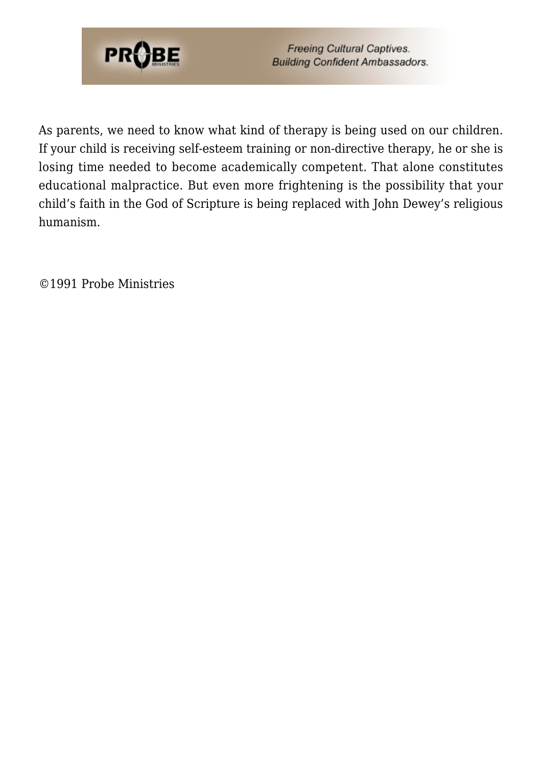As parents, we need to know what kind of therapy is being used on our children. If your child is receiving self-esteem training or non-directive therapy, he or she is losing time needed to become academically competent. That alone constitutes educational malpractice. But even more frightening is the possibility that your child's faith in the God of Scripture is being replaced with John Dewey's religious humanism.

©1991 Probe Ministries